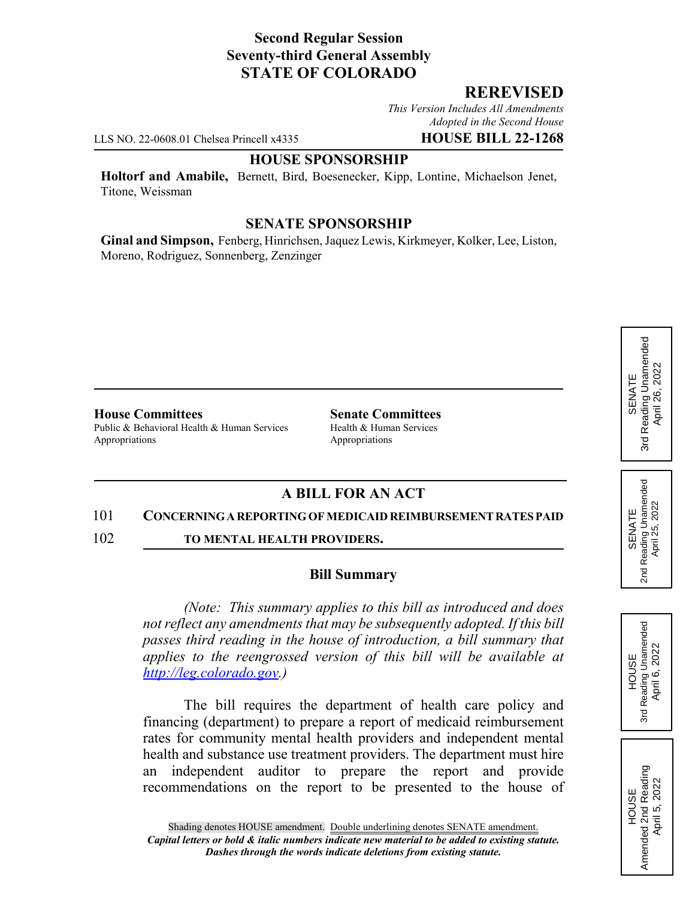**Second Regular Session**
**Seventy-third General Assembly**
**STATE OF COLORADO**

**REREVISED**

*This Version Includes All Amendments Adopted in the Second House*

LLS NO. 22-0608.01 Chelsea Princell x4335 **HOUSE BILL 22-1268**

**HOUSE SPONSORSHIP**

**Holtorf and Amabile,** Bernett, Bird, Boesenecker, Kipp, Lontine, Michaelson Jenet, Titone, Weissman

**SENATE SPONSORSHIP**

**Ginal and Simpson,** Fenberg, Hinrichsen, Jaquez Lewis, Kirkmeyer, Kolker, Lee, Liston, Moreno, Rodriguez, Sonnenberg, Zenzinger

**House Committees**
Public & Behavioral Health & Human Services
Appropriations

**Senate Committees**
Health & Human Services
Appropriations

SENATE 3rd Reading Unamended April 26, 2022

SENATE 2nd Reading Unamended April 25, 2022

HOUSE 3rd Reading Unamended April 6, 2022

HOUSE Amended 2nd Reading April 5, 2022

## A BILL FOR AN ACT

101 **CONCERNING A REPORTING OF MEDICAID REIMBURSEMENT RATES PAID**
102 **TO MENTAL HEALTH PROVIDERS.**

### Bill Summary

*(Note: This summary applies to this bill as introduced and does not reflect any amendments that may be subsequently adopted. If this bill passes third reading in the house of introduction, a bill summary that applies to the reengrossed version of this bill will be available at http://leg.colorado.gov.)*

The bill requires the department of health care policy and financing (department) to prepare a report of medicaid reimbursement rates for community mental health providers and independent mental health and substance use treatment providers. The department must hire an independent auditor to prepare the report and provide recommendations on the report to be presented to the house of

Shading denotes HOUSE amendment. Double underlining denotes SENATE amendment.
*Capital letters or bold & italic numbers indicate new material to be added to existing statute.*
*Dashes through the words indicate deletions from existing statute.*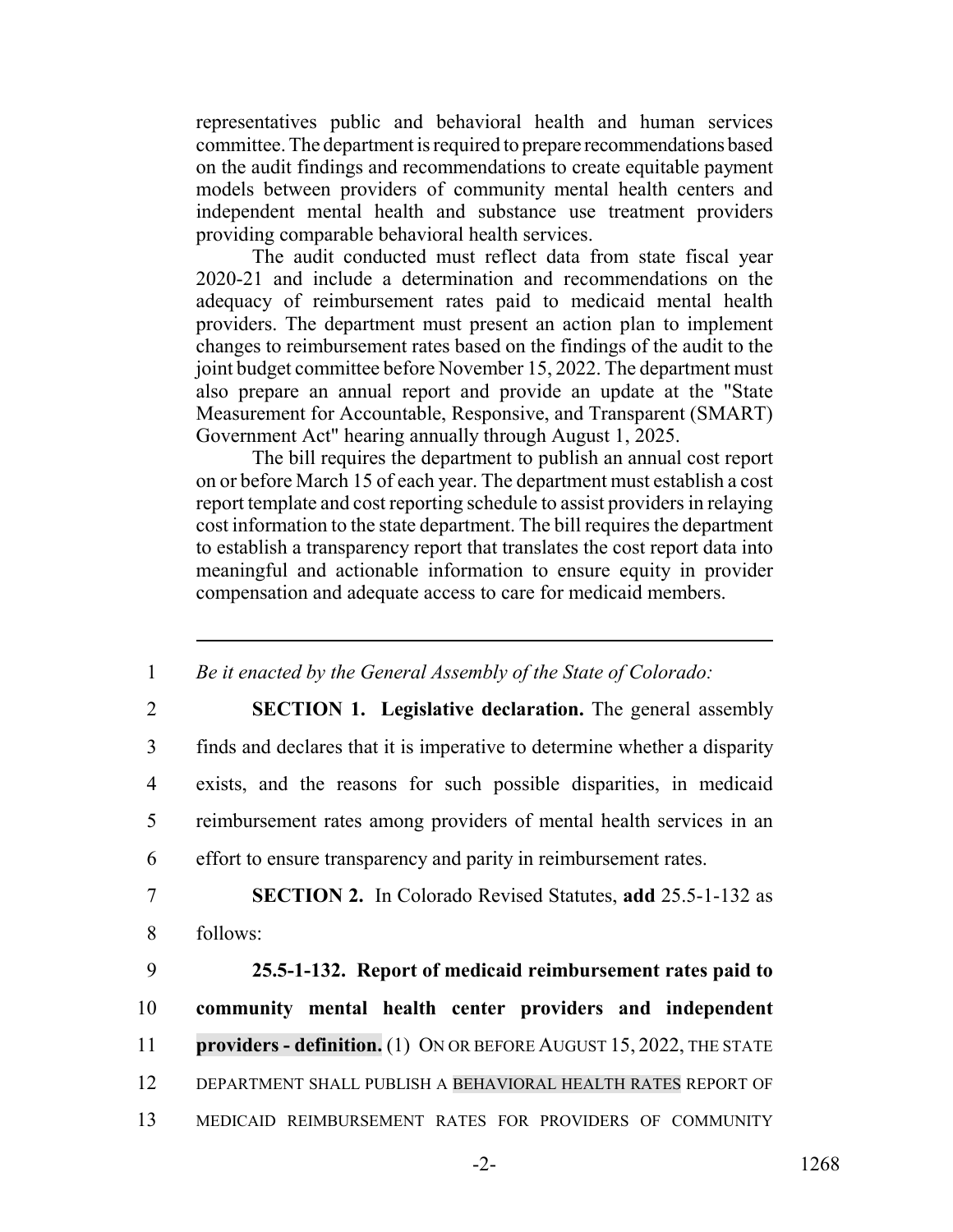representatives public and behavioral health and human services committee. The department is required to prepare recommendations based on the audit findings and recommendations to create equitable payment models between providers of community mental health centers and independent mental health and substance use treatment providers providing comparable behavioral health services.

The audit conducted must reflect data from state fiscal year 2020-21 and include a determination and recommendations on the adequacy of reimbursement rates paid to medicaid mental health providers. The department must present an action plan to implement changes to reimbursement rates based on the findings of the audit to the joint budget committee before November 15, 2022. The department must also prepare an annual report and provide an update at the "State Measurement for Accountable, Responsive, and Transparent (SMART) Government Act" hearing annually through August 1, 2025.

The bill requires the department to publish an annual cost report on or before March 15 of each year. The department must establish a cost report template and cost reporting schedule to assist providers in relaying cost information to the state department. The bill requires the department to establish a transparency report that translates the cost report data into meaningful and actionable information to ensure equity in provider compensation and adequate access to care for medicaid members.

---

1 *Be it enacted by the General Assembly of the State of Colorado:*

2 **SECTION 1. Legislative declaration.** The general assembly
3 finds and declares that it is imperative to determine whether a disparity
4 exists, and the reasons for such possible disparities, in medicaid
5 reimbursement rates among providers of mental health services in an
6 effort to ensure transparency and parity in reimbursement rates.

7 **SECTION 2.** In Colorado Revised Statutes, **add** 25.5-1-132 as
8 follows:

9 **25.5-1-132. Report of medicaid reimbursement rates paid to**
10 **community mental health center providers and independent**
11 **providers - definition.** (1) ON OR BEFORE AUGUST 15, 2022, THE STATE
12 DEPARTMENT SHALL PUBLISH A BEHAVIORAL HEALTH RATES REPORT OF
13 MEDICAID REIMBURSEMENT RATES FOR PROVIDERS OF COMMUNITY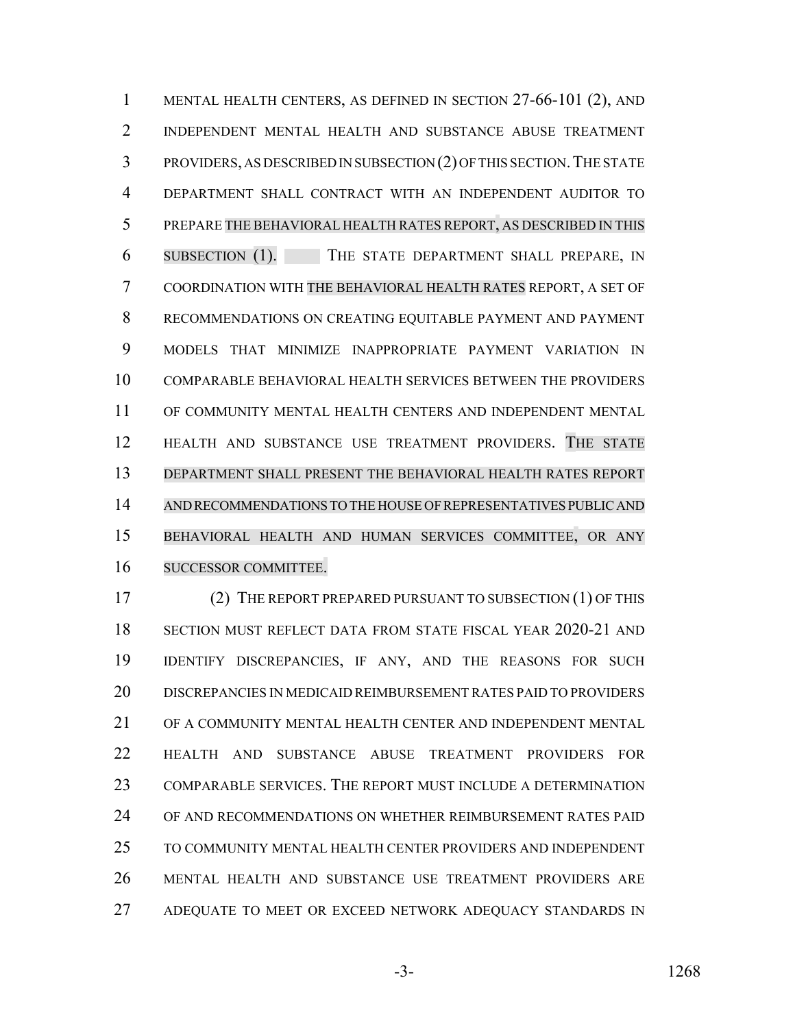MENTAL HEALTH CENTERS, AS DEFINED IN SECTION 27-66-101 (2), AND INDEPENDENT MENTAL HEALTH AND SUBSTANCE ABUSE TREATMENT PROVIDERS, AS DESCRIBED IN SUBSECTION (2) OF THIS SECTION. THE STATE DEPARTMENT SHALL CONTRACT WITH AN INDEPENDENT AUDITOR TO PREPARE THE BEHAVIORAL HEALTH RATES REPORT, AS DESCRIBED IN THIS SUBSECTION (1). THE STATE DEPARTMENT SHALL PREPARE, IN COORDINATION WITH THE BEHAVIORAL HEALTH RATES REPORT, A SET OF RECOMMENDATIONS ON CREATING EQUITABLE PAYMENT AND PAYMENT MODELS THAT MINIMIZE INAPPROPRIATE PAYMENT VARIATION IN COMPARABLE BEHAVIORAL HEALTH SERVICES BETWEEN THE PROVIDERS OF COMMUNITY MENTAL HEALTH CENTERS AND INDEPENDENT MENTAL HEALTH AND SUBSTANCE USE TREATMENT PROVIDERS. THE STATE DEPARTMENT SHALL PRESENT THE BEHAVIORAL HEALTH RATES REPORT AND RECOMMENDATIONS TO THE HOUSE OF REPRESENTATIVES PUBLIC AND BEHAVIORAL HEALTH AND HUMAN SERVICES COMMITTEE, OR ANY SUCCESSOR COMMITTEE.

(2) THE REPORT PREPARED PURSUANT TO SUBSECTION (1) OF THIS SECTION MUST REFLECT DATA FROM STATE FISCAL YEAR 2020-21 AND IDENTIFY DISCREPANCIES, IF ANY, AND THE REASONS FOR SUCH DISCREPANCIES IN MEDICAID REIMBURSEMENT RATES PAID TO PROVIDERS OF A COMMUNITY MENTAL HEALTH CENTER AND INDEPENDENT MENTAL HEALTH AND SUBSTANCE ABUSE TREATMENT PROVIDERS FOR COMPARABLE SERVICES. THE REPORT MUST INCLUDE A DETERMINATION OF AND RECOMMENDATIONS ON WHETHER REIMBURSEMENT RATES PAID TO COMMUNITY MENTAL HEALTH CENTER PROVIDERS AND INDEPENDENT MENTAL HEALTH AND SUBSTANCE USE TREATMENT PROVIDERS ARE ADEQUATE TO MEET OR EXCEED NETWORK ADEQUACY STANDARDS IN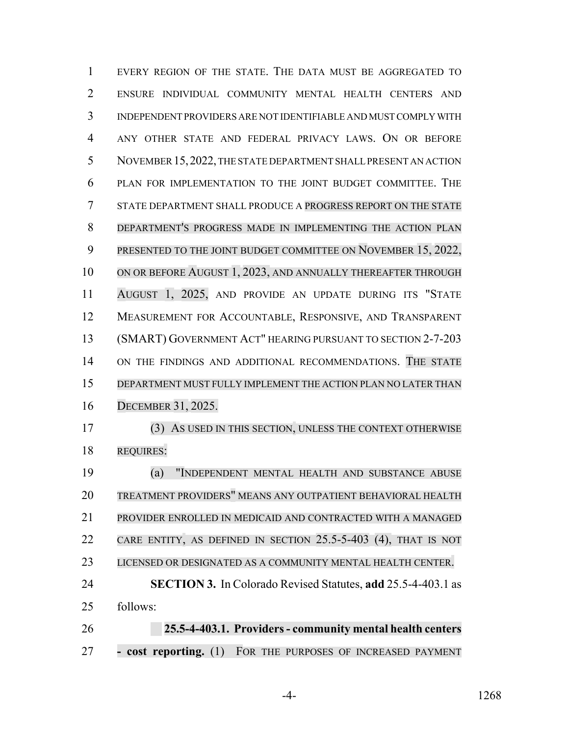EVERY REGION OF THE STATE. THE DATA MUST BE AGGREGATED TO ENSURE INDIVIDUAL COMMUNITY MENTAL HEALTH CENTERS AND INDEPENDENT PROVIDERS ARE NOT IDENTIFIABLE AND MUST COMPLY WITH ANY OTHER STATE AND FEDERAL PRIVACY LAWS. ON OR BEFORE NOVEMBER 15, 2022, THE STATE DEPARTMENT SHALL PRESENT AN ACTION PLAN FOR IMPLEMENTATION TO THE JOINT BUDGET COMMITTEE. THE STATE DEPARTMENT SHALL PRODUCE A PROGRESS REPORT ON THE STATE DEPARTMENT'S PROGRESS MADE IN IMPLEMENTING THE ACTION PLAN PRESENTED TO THE JOINT BUDGET COMMITTEE ON NOVEMBER 15, 2022, ON OR BEFORE AUGUST 1, 2023, AND ANNUALLY THEREAFTER THROUGH AUGUST 1, 2025, AND PROVIDE AN UPDATE DURING ITS "STATE MEASUREMENT FOR ACCOUNTABLE, RESPONSIVE, AND TRANSPARENT (SMART) GOVERNMENT ACT" HEARING PURSUANT TO SECTION 2-7-203 ON THE FINDINGS AND ADDITIONAL RECOMMENDATIONS. THE STATE DEPARTMENT MUST FULLY IMPLEMENT THE ACTION PLAN NO LATER THAN DECEMBER 31, 2025.

(3) AS USED IN THIS SECTION, UNLESS THE CONTEXT OTHERWISE REQUIRES:

(a) "INDEPENDENT MENTAL HEALTH AND SUBSTANCE ABUSE TREATMENT PROVIDERS" MEANS ANY OUTPATIENT BEHAVIORAL HEALTH PROVIDER ENROLLED IN MEDICAID AND CONTRACTED WITH A MANAGED CARE ENTITY, AS DEFINED IN SECTION 25.5-5-403 (4), THAT IS NOT LICENSED OR DESIGNATED AS A COMMUNITY MENTAL HEALTH CENTER.

**SECTION 3.** In Colorado Revised Statutes, **add** 25.5-4-403.1 as follows:

**25.5-4-403.1. Providers - community mental health centers - cost reporting.** (1) FOR THE PURPOSES OF INCREASED PAYMENT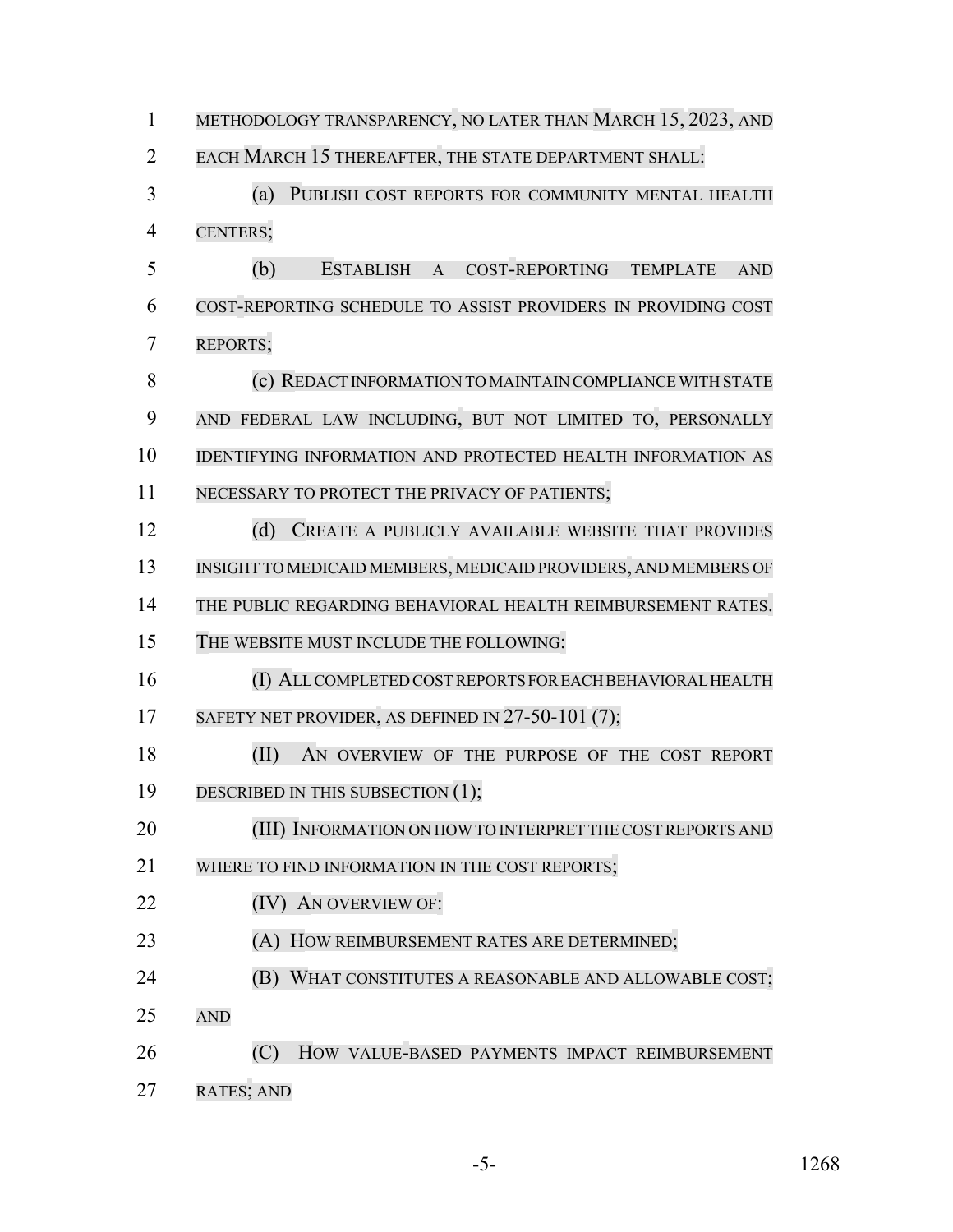METHODOLOGY TRANSPARENCY, NO LATER THAN MARCH 15, 2023, AND EACH MARCH 15 THEREAFTER, THE STATE DEPARTMENT SHALL:

(a) PUBLISH COST REPORTS FOR COMMUNITY MENTAL HEALTH CENTERS;

(b) ESTABLISH A COST-REPORTING TEMPLATE AND COST-REPORTING SCHEDULE TO ASSIST PROVIDERS IN PROVIDING COST REPORTS;

(c) REDACT INFORMATION TO MAINTAIN COMPLIANCE WITH STATE AND FEDERAL LAW INCLUDING, BUT NOT LIMITED TO, PERSONALLY IDENTIFYING INFORMATION AND PROTECTED HEALTH INFORMATION AS NECESSARY TO PROTECT THE PRIVACY OF PATIENTS;

(d) CREATE A PUBLICLY AVAILABLE WEBSITE THAT PROVIDES INSIGHT TO MEDICAID MEMBERS, MEDICAID PROVIDERS, AND MEMBERS OF THE PUBLIC REGARDING BEHAVIORAL HEALTH REIMBURSEMENT RATES. THE WEBSITE MUST INCLUDE THE FOLLOWING:

(I) ALL COMPLETED COST REPORTS FOR EACH BEHAVIORAL HEALTH SAFETY NET PROVIDER, AS DEFINED IN 27-50-101 (7);

(II) AN OVERVIEW OF THE PURPOSE OF THE COST REPORT DESCRIBED IN THIS SUBSECTION (1);

(III) INFORMATION ON HOW TO INTERPRET THE COST REPORTS AND WHERE TO FIND INFORMATION IN THE COST REPORTS;

(IV) AN OVERVIEW OF:

(A) HOW REIMBURSEMENT RATES ARE DETERMINED;

(B) WHAT CONSTITUTES A REASONABLE AND ALLOWABLE COST; AND

(C) HOW VALUE-BASED PAYMENTS IMPACT REIMBURSEMENT RATES; AND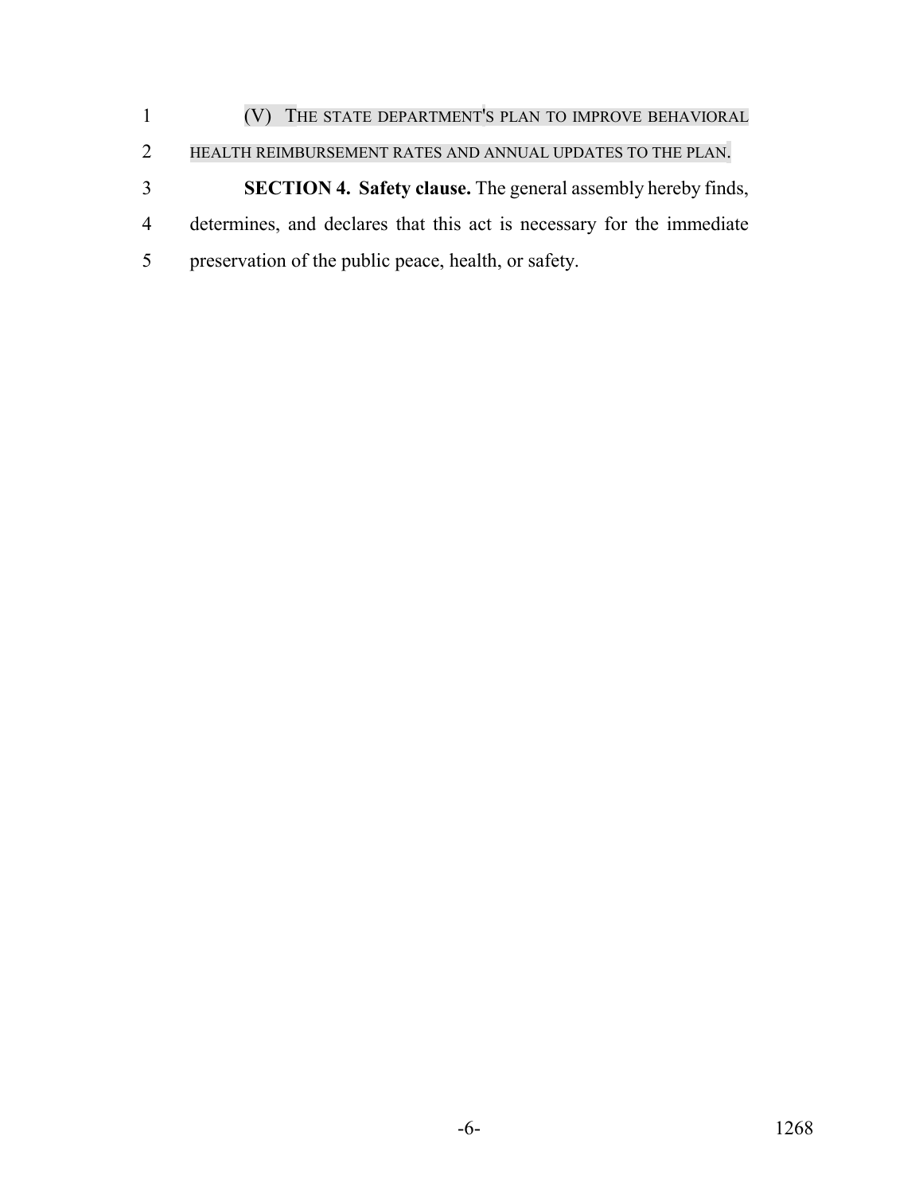(V) THE STATE DEPARTMENT'S PLAN TO IMPROVE BEHAVIORAL HEALTH REIMBURSEMENT RATES AND ANNUAL UPDATES TO THE PLAN.

**SECTION 4. Safety clause.** The general assembly hereby finds, determines, and declares that this act is necessary for the immediate preservation of the public peace, health, or safety.